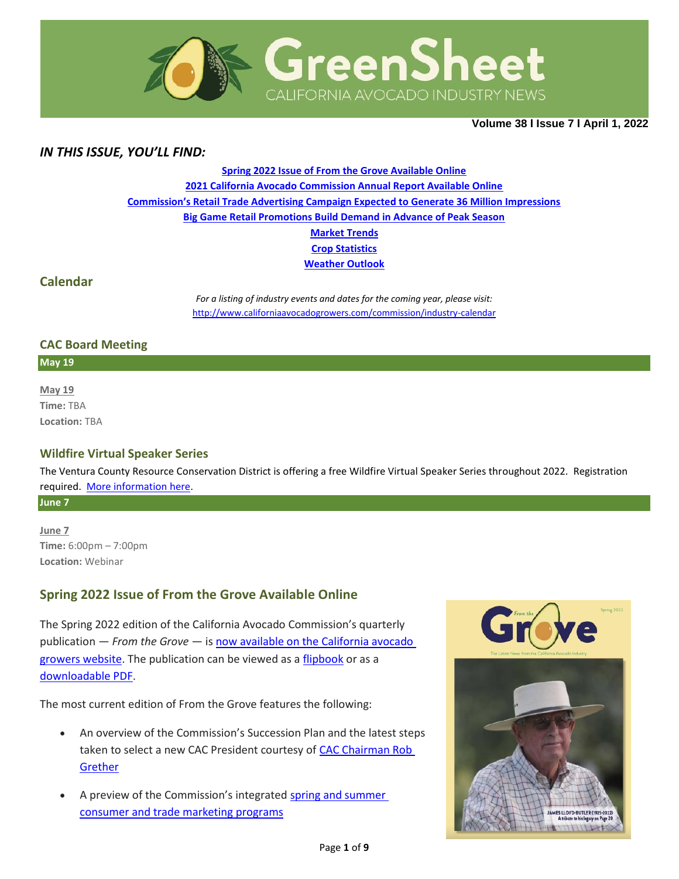# GreenSheet

CALIFORNIA AVOCADO INDUSTRY NEWS

**Volume 38 l Issue 7 l April 1, 2022**

## *IN THIS ISSUE, YOU'LL FIND:*

**Spring 2022 Issue of From the Grove Available Online**

**2021 California Avocado Commission Annual Report Available Online**

**Commission's Retail Trade Advertising Campaign Expected to Generate 36 Million Impressions**

**Big Game Retail Promotions Build Demand in Advance of Peak Season**

**Market Trends**

**Crop Statistics**

**Weather Outlook**

## Calendar

*For a listing of industry events and dates for the coming year, please visit:*
http://www.californiaavocadogrowers.com/commission/industry-calendar

### CAC Board Meeting

**May 19**

**May 19**
**Time:** TBA
**Location:** TBA

### Wildfire Virtual Speaker Series

The Ventura County Resource Conservation District is offering a free Wildfire Virtual Speaker Series throughout 2022. Registration required. More information here.

**June 7**

**June 7**
**Time:** 6:00pm – 7:00pm
**Location:** Webinar

## Spring 2022 Issue of From the Grove Available Online

The Spring 2022 edition of the California Avocado Commission's quarterly publication — *From the Grove* — is now available on the California avocado growers website. The publication can be viewed as a flipbook or as a downloadable PDF.

The most current edition of From the Grove features the following:

- An overview of the Commission's Succession Plan and the latest steps taken to select a new CAC President courtesy of CAC Chairman Rob Grether
- A preview of the Commission's integrated spring and summer consumer and trade marketing programs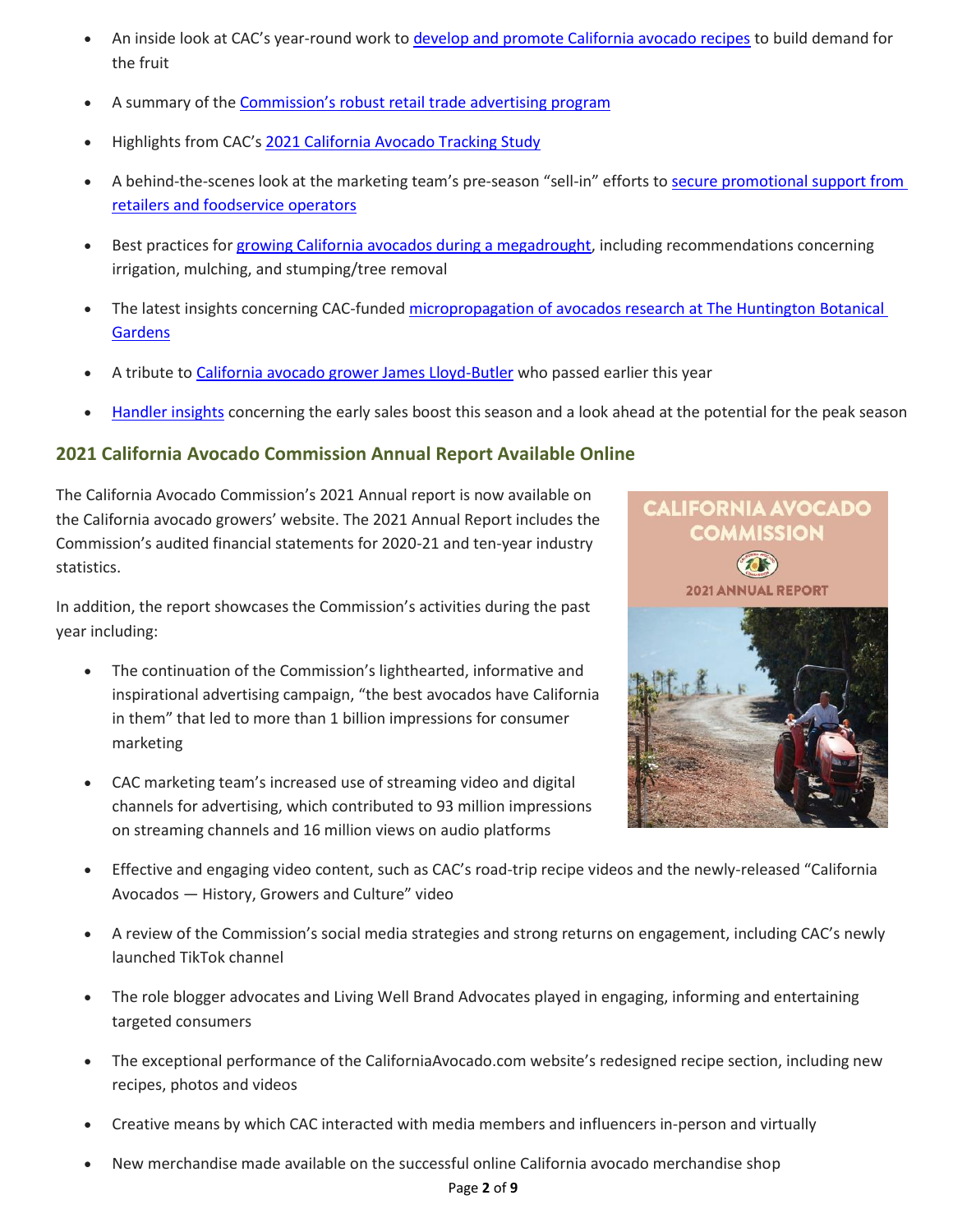- An inside look at CAC's year-round work to develop and promote California avocado recipes to build demand for the fruit
- A summary of the Commission's robust retail trade advertising program
- Highlights from CAC's 2021 California Avocado Tracking Study
- A behind-the-scenes look at the marketing team's pre-season "sell-in" efforts to secure promotional support from retailers and foodservice operators
- Best practices for growing California avocados during a megadrought, including recommendations concerning irrigation, mulching, and stumping/tree removal
- The latest insights concerning CAC-funded micropropagation of avocados research at The Huntington Botanical Gardens
- A tribute to California avocado grower James Lloyd-Butler who passed earlier this year
- Handler insights concerning the early sales boost this season and a look ahead at the potential for the peak season

## 2021 California Avocado Commission Annual Report Available Online

The California Avocado Commission's 2021 Annual report is now available on the California avocado growers' website. The 2021 Annual Report includes the Commission's audited financial statements for 2020-21 and ten-year industry statistics.

In addition, the report showcases the Commission's activities during the past year including:

- The continuation of the Commission's lighthearted, informative and inspirational advertising campaign, "the best avocados have California in them" that led to more than 1 billion impressions for consumer marketing
- CAC marketing team's increased use of streaming video and digital channels for advertising, which contributed to 93 million impressions on streaming channels and 16 million views on audio platforms
- Effective and engaging video content, such as CAC's road-trip recipe videos and the newly-released "California Avocados — History, Growers and Culture" video
- A review of the Commission's social media strategies and strong returns on engagement, including CAC's newly launched TikTok channel
- The role blogger advocates and Living Well Brand Advocates played in engaging, informing and entertaining targeted consumers
- The exceptional performance of the CaliforniaAvocado.com website's redesigned recipe section, including new recipes, photos and videos
- Creative means by which CAC interacted with media members and influencers in-person and virtually
- New merchandise made available on the successful online California avocado merchandise shop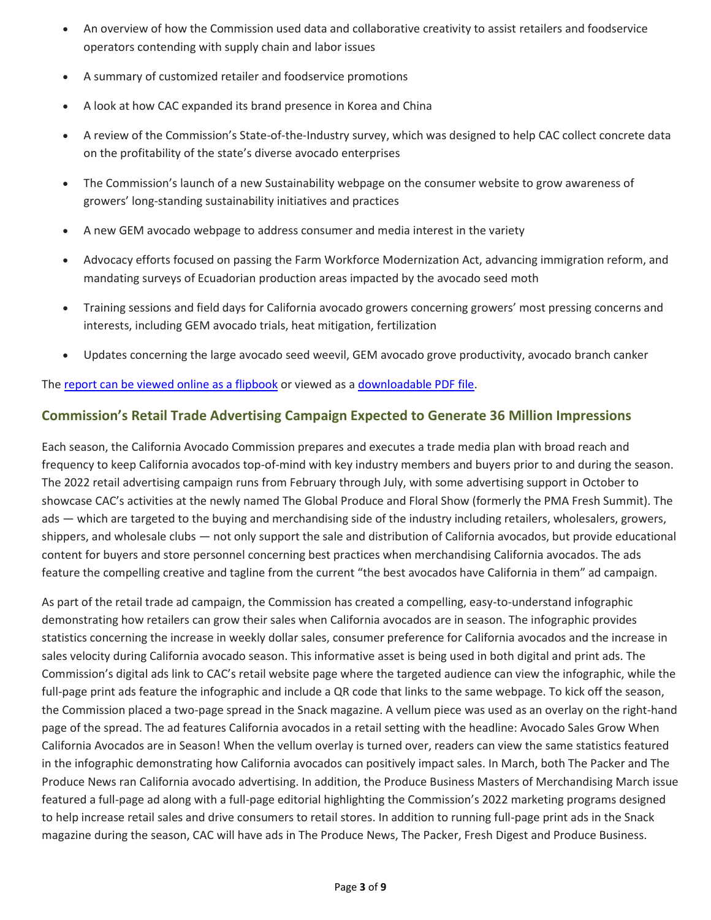- An overview of how the Commission used data and collaborative creativity to assist retailers and foodservice operators contending with supply chain and labor issues
- A summary of customized retailer and foodservice promotions
- A look at how CAC expanded its brand presence in Korea and China
- A review of the Commission's State-of-the-Industry survey, which was designed to help CAC collect concrete data on the profitability of the state's diverse avocado enterprises
- The Commission's launch of a new Sustainability webpage on the consumer website to grow awareness of growers' long-standing sustainability initiatives and practices
- A new GEM avocado webpage to address consumer and media interest in the variety
- Advocacy efforts focused on passing the Farm Workforce Modernization Act, advancing immigration reform, and mandating surveys of Ecuadorian production areas impacted by the avocado seed moth
- Training sessions and field days for California avocado growers concerning growers' most pressing concerns and interests, including GEM avocado trials, heat mitigation, fertilization
- Updates concerning the large avocado seed weevil, GEM avocado grove productivity, avocado branch canker

The report can be viewed online as a flipbook or viewed as a downloadable PDF file.

## Commission's Retail Trade Advertising Campaign Expected to Generate 36 Million Impressions

Each season, the California Avocado Commission prepares and executes a trade media plan with broad reach and frequency to keep California avocados top-of-mind with key industry members and buyers prior to and during the season. The 2022 retail advertising campaign runs from February through July, with some advertising support in October to showcase CAC's activities at the newly named The Global Produce and Floral Show (formerly the PMA Fresh Summit). The ads — which are targeted to the buying and merchandising side of the industry including retailers, wholesalers, growers, shippers, and wholesale clubs — not only support the sale and distribution of California avocados, but provide educational content for buyers and store personnel concerning best practices when merchandising California avocados. The ads feature the compelling creative and tagline from the current "the best avocados have California in them" ad campaign.

As part of the retail trade ad campaign, the Commission has created a compelling, easy-to-understand infographic demonstrating how retailers can grow their sales when California avocados are in season. The infographic provides statistics concerning the increase in weekly dollar sales, consumer preference for California avocados and the increase in sales velocity during California avocado season. This informative asset is being used in both digital and print ads. The Commission's digital ads link to CAC's retail website page where the targeted audience can view the infographic, while the full-page print ads feature the infographic and include a QR code that links to the same webpage. To kick off the season, the Commission placed a two-page spread in the Snack magazine. A vellum piece was used as an overlay on the right-hand page of the spread. The ad features California avocados in a retail setting with the headline: Avocado Sales Grow When California Avocados are in Season! When the vellum overlay is turned over, readers can view the same statistics featured in the infographic demonstrating how California avocados can positively impact sales. In March, both The Packer and The Produce News ran California avocado advertising. In addition, the Produce Business Masters of Merchandising March issue featured a full-page ad along with a full-page editorial highlighting the Commission's 2022 marketing programs designed to help increase retail sales and drive consumers to retail stores. In addition to running full-page print ads in the Snack magazine during the season, CAC will have ads in The Produce News, The Packer, Fresh Digest and Produce Business.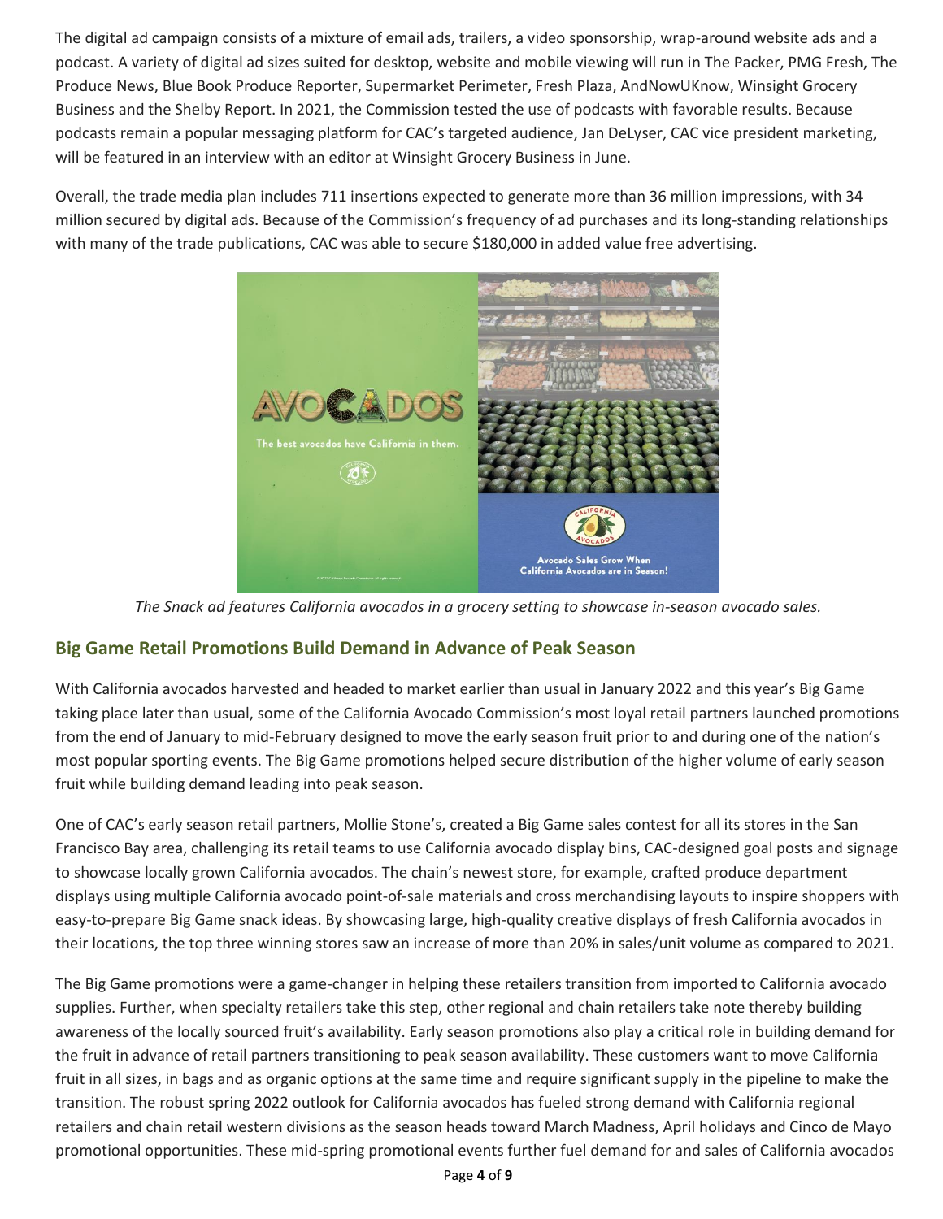The digital ad campaign consists of a mixture of email ads, trailers, a video sponsorship, wrap-around website ads and a podcast. A variety of digital ad sizes suited for desktop, website and mobile viewing will run in The Packer, PMG Fresh, The Produce News, Blue Book Produce Reporter, Supermarket Perimeter, Fresh Plaza, AndNowUKnow, Winsight Grocery Business and the Shelby Report. In 2021, the Commission tested the use of podcasts with favorable results. Because podcasts remain a popular messaging platform for CAC's targeted audience, Jan DeLyser, CAC vice president marketing, will be featured in an interview with an editor at Winsight Grocery Business in June.

Overall, the trade media plan includes 711 insertions expected to generate more than 36 million impressions, with 34 million secured by digital ads. Because of the Commission's frequency of ad purchases and its long-standing relationships with many of the trade publications, CAC was able to secure $180,000 in added value free advertising.

*The Snack ad features California avocados in a grocery setting to showcase in-season avocado sales.*

## Big Game Retail Promotions Build Demand in Advance of Peak Season

With California avocados harvested and headed to market earlier than usual in January 2022 and this year's Big Game taking place later than usual, some of the California Avocado Commission's most loyal retail partners launched promotions from the end of January to mid-February designed to move the early season fruit prior to and during one of the nation's most popular sporting events. The Big Game promotions helped secure distribution of the higher volume of early season fruit while building demand leading into peak season.

One of CAC's early season retail partners, Mollie Stone's, created a Big Game sales contest for all its stores in the San Francisco Bay area, challenging its retail teams to use California avocado display bins, CAC-designed goal posts and signage to showcase locally grown California avocados. The chain's newest store, for example, crafted produce department displays using multiple California avocado point-of-sale materials and cross merchandising layouts to inspire shoppers with easy-to-prepare Big Game snack ideas. By showcasing large, high-quality creative displays of fresh California avocados in their locations, the top three winning stores saw an increase of more than 20% in sales/unit volume as compared to 2021.

The Big Game promotions were a game-changer in helping these retailers transition from imported to California avocado supplies. Further, when specialty retailers take this step, other regional and chain retailers take note thereby building awareness of the locally sourced fruit's availability. Early season promotions also play a critical role in building demand for the fruit in advance of retail partners transitioning to peak season availability. These customers want to move California fruit in all sizes, in bags and as organic options at the same time and require significant supply in the pipeline to make the transition. The robust spring 2022 outlook for California avocados has fueled strong demand with California regional retailers and chain retail western divisions as the season heads toward March Madness, April holidays and Cinco de Mayo promotional opportunities. These mid-spring promotional events further fuel demand for and sales of California avocados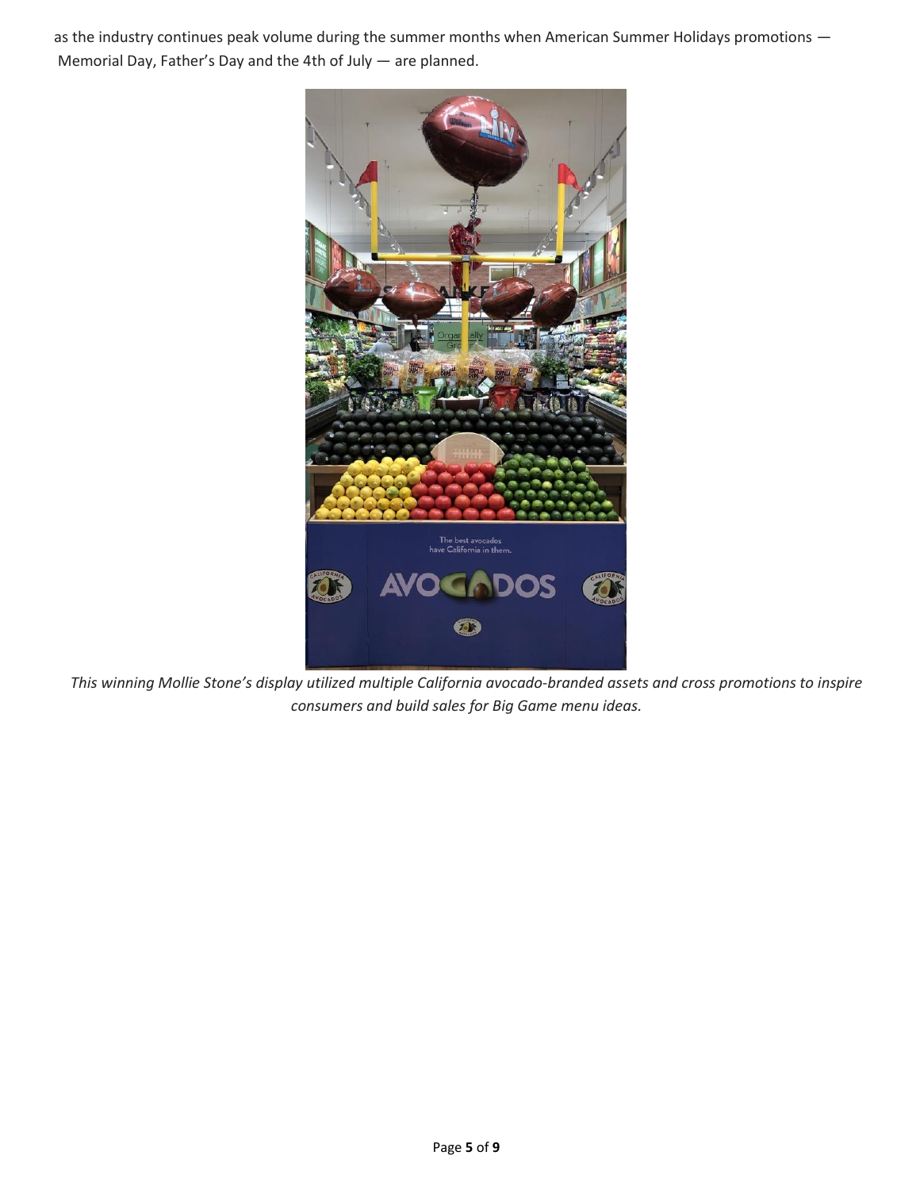as the industry continues peak volume during the summer months when American Summer Holidays promotions — Memorial Day, Father's Day and the 4th of July — are planned.

*This winning Mollie Stone's display utilized multiple California avocado-branded assets and cross promotions to inspire consumers and build sales for Big Game menu ideas.*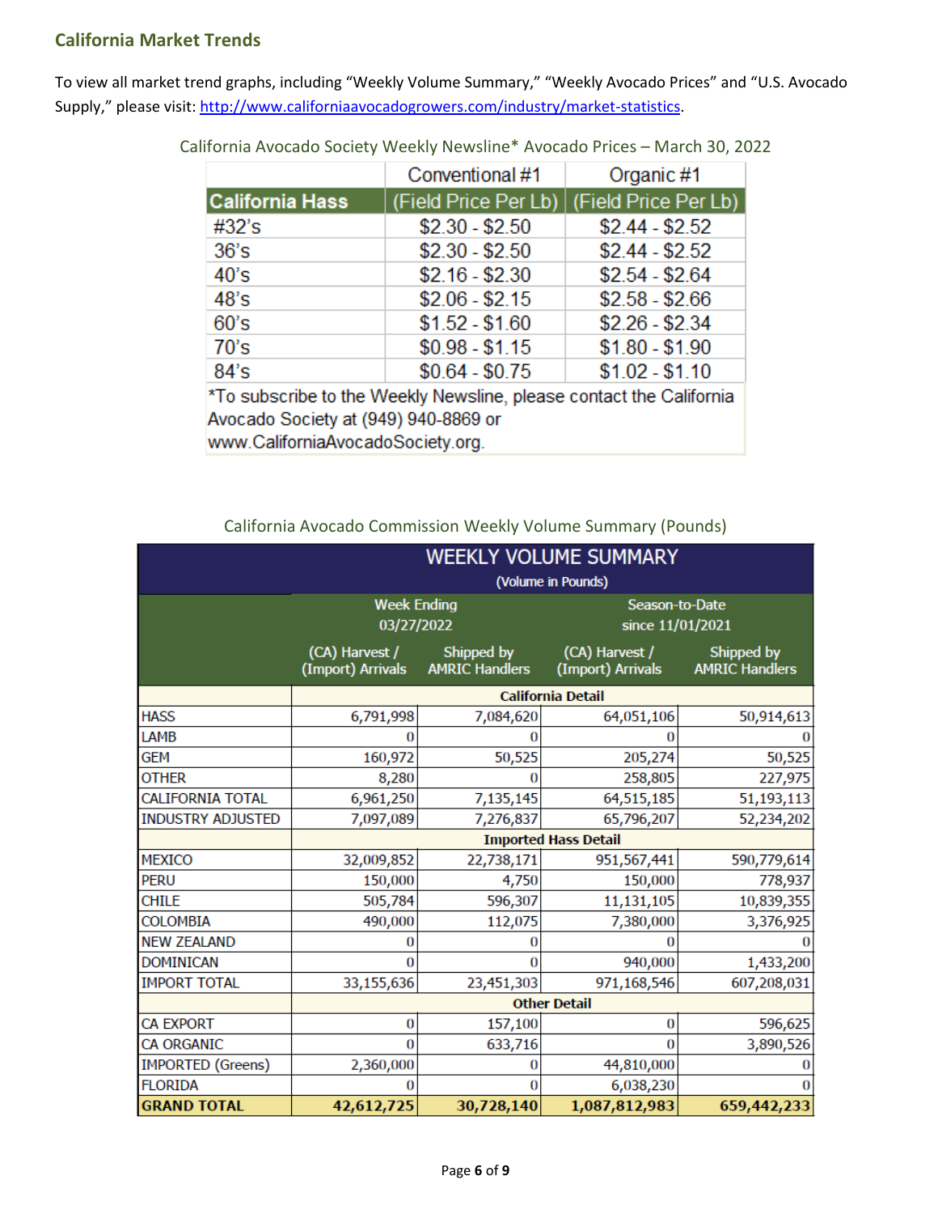## California Market Trends

To view all market trend graphs, including "Weekly Volume Summary," "Weekly Avocado Prices" and "U.S. Avocado Supply," please visit: [http://www.californiaavocadogrowers.com/industry/market-statistics](http://www.californiaavocadogrowers.com/industry/market-statistics).

California Avocado Society Weekly Newsline* Avocado Prices – March 30, 2022

| | Conventional #1 | Organic #1 |
|---|---|---|
| **California Hass** | (Field Price Per Lb) | (Field Price Per Lb) |
| #32's | $2.30 - $2.50 | $2.44 - $2.52 |
| 36's | $2.30 - $2.50 | $2.44 - $2.52 |
| 40's | $2.16 - $2.30 | $2.54 - $2.64 |
| 48's | $2.06 - $2.15 | $2.58 - $2.66 |
| 60's | $1.52 - $1.60 | $2.26 - $2.34 |
| 70's | $0.98 - $1.15 | $1.80 - $1.90 |
| 84's | $0.64 - $0.75 | $1.02 - $1.10 |

*To subscribe to the Weekly Newsline, please contact the California Avocado Society at (949) 940-8869 or www.CaliforniaAvocadoSociety.org.

California Avocado Commission Weekly Volume Summary (Pounds)

| WEEKLY VOLUME SUMMARY (Volume in Pounds) | Week Ending 03/27/2022 | | Season-to-Date since 11/01/2021 | |
|---|---|---|---|---|
| | (CA) Harvest / (Import) Arrivals | Shipped by AMRIC Handlers | (CA) Harvest / (Import) Arrivals | Shipped by AMRIC Handlers |
| | **California Detail** | | | |
| HASS | 6,791,998 | 7,084,620 | 64,051,106 | 50,914,613 |
| LAMB | 0 | 0 | 0 | 0 |
| GEM | 160,972 | 50,525 | 205,274 | 50,525 |
| OTHER | 8,280 | 0 | 258,805 | 227,975 |
| CALIFORNIA TOTAL | 6,961,250 | 7,135,145 | 64,515,185 | 51,193,113 |
| INDUSTRY ADJUSTED | 7,097,089 | 7,276,837 | 65,796,207 | 52,234,202 |
| | **Imported Hass Detail** | | | |
| MEXICO | 32,009,852 | 22,738,171 | 951,567,441 | 590,779,614 |
| PERU | 150,000 | 4,750 | 150,000 | 778,937 |
| CHILE | 505,784 | 596,307 | 11,131,105 | 10,839,355 |
| COLOMBIA | 490,000 | 112,075 | 7,380,000 | 3,376,925 |
| NEW ZEALAND | 0 | 0 | 0 | 0 |
| DOMINICAN | 0 | 0 | 940,000 | 1,433,200 |
| IMPORT TOTAL | 33,155,636 | 23,451,303 | 971,168,546 | 607,208,031 |
| | **Other Detail** | | | |
| CA EXPORT | 0 | 157,100 | 0 | 596,625 |
| CA ORGANIC | 0 | 633,716 | 0 | 3,890,526 |
| IMPORTED (Greens) | 2,360,000 | 0 | 44,810,000 | 0 |
| FLORIDA | 0 | 0 | 6,038,230 | 0 |
| **GRAND TOTAL** | **42,612,725** | **30,728,140** | **1,087,812,983** | **659,442,233** |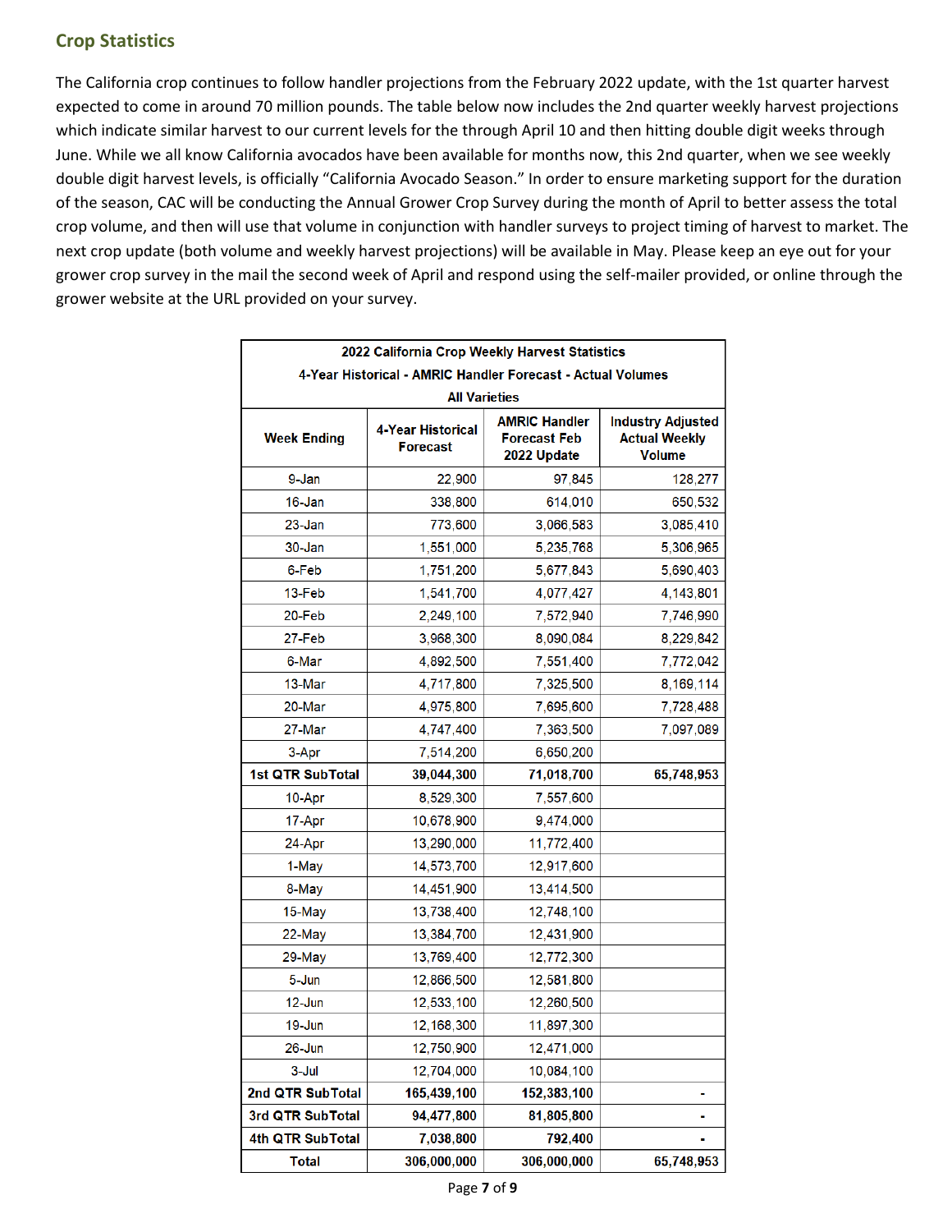## Crop Statistics

The California crop continues to follow handler projections from the February 2022 update, with the 1st quarter harvest expected to come in around 70 million pounds. The table below now includes the 2nd quarter weekly harvest projections which indicate similar harvest to our current levels for the through April 10 and then hitting double digit weeks through June. While we all know California avocados have been available for months now, this 2nd quarter, when we see weekly double digit harvest levels, is officially "California Avocado Season." In order to ensure marketing support for the duration of the season, CAC will be conducting the Annual Grower Crop Survey during the month of April to better assess the total crop volume, and then will use that volume in conjunction with handler surveys to project timing of harvest to market. The next crop update (both volume and weekly harvest projections) will be available in May. Please keep an eye out for your grower crop survey in the mail the second week of April and respond using the self-mailer provided, or online through the grower website at the URL provided on your survey.

| 2022 California Crop Weekly Harvest Statistics<br>4-Year Historical - AMRIC Handler Forecast - Actual Volumes<br>All Varieties | | | |
|---|---|---|---|
| **Week Ending** | **4-Year Historical Forecast** | **AMRIC Handler Forecast Feb 2022 Update** | **Industry Adjusted Actual Weekly Volume** |
| 9-Jan | 22,900 | 97,845 | 128,277 |
| 16-Jan | 338,800 | 614,010 | 650,532 |
| 23-Jan | 773,600 | 3,066,583 | 3,085,410 |
| 30-Jan | 1,551,000 | 5,235,768 | 5,306,965 |
| 6-Feb | 1,751,200 | 5,677,843 | 5,690,403 |
| 13-Feb | 1,541,700 | 4,077,427 | 4,143,801 |
| 20-Feb | 2,249,100 | 7,572,940 | 7,746,990 |
| 27-Feb | 3,968,300 | 8,090,084 | 8,229,842 |
| 6-Mar | 4,892,500 | 7,551,400 | 7,772,042 |
| 13-Mar | 4,717,800 | 7,325,500 | 8,169,114 |
| 20-Mar | 4,975,800 | 7,695,600 | 7,728,488 |
| 27-Mar | 4,747,400 | 7,363,500 | 7,097,089 |
| 3-Apr | 7,514,200 | 6,650,200 | |
| **1st QTR SubTotal** | **39,044,300** | **71,018,700** | **65,748,953** |
| 10-Apr | 8,529,300 | 7,557,600 | |
| 17-Apr | 10,678,900 | 9,474,000 | |
| 24-Apr | 13,290,000 | 11,772,400 | |
| 1-May | 14,573,700 | 12,917,600 | |
| 8-May | 14,451,900 | 13,414,500 | |
| 15-May | 13,738,400 | 12,748,100 | |
| 22-May | 13,384,700 | 12,431,900 | |
| 29-May | 13,769,400 | 12,772,300 | |
| 5-Jun | 12,866,500 | 12,581,800 | |
| 12-Jun | 12,533,100 | 12,260,500 | |
| 19-Jun | 12,168,300 | 11,897,300 | |
| 26-Jun | 12,750,900 | 12,471,000 | |
| 3-Jul | 12,704,000 | 10,084,100 | |
| **2nd QTR SubTotal** | **165,439,100** | **152,383,100** | **-** |
| **3rd QTR SubTotal** | **94,477,800** | **81,805,800** | **-** |
| **4th QTR SubTotal** | **7,038,800** | **792,400** | **-** |
| **Total** | **306,000,000** | **306,000,000** | **65,748,953** |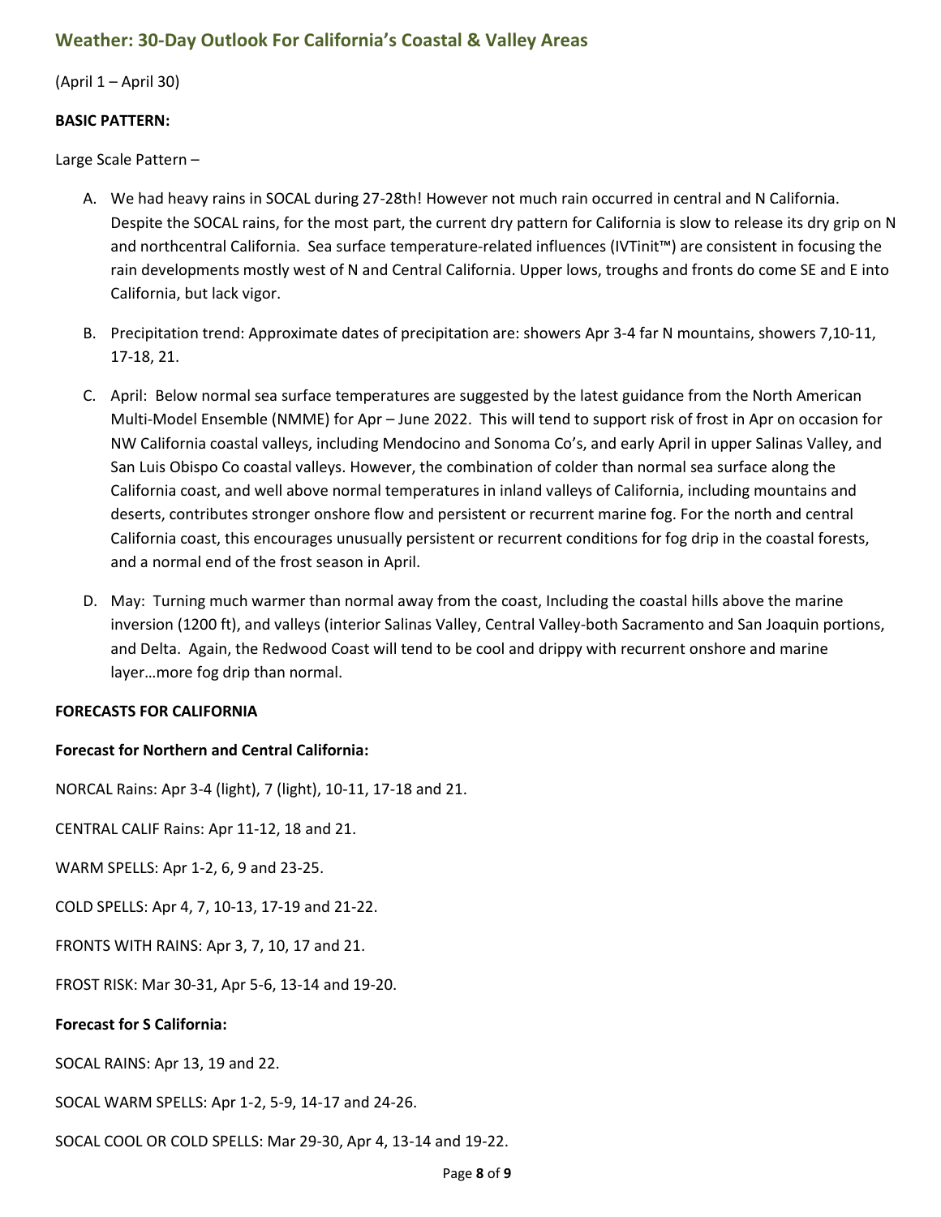## Weather: 30-Day Outlook For California's Coastal & Valley Areas

(April 1 – April 30)

**BASIC PATTERN:**

Large Scale Pattern –

A. We had heavy rains in SOCAL during 27-28th! However not much rain occurred in central and N California. Despite the SOCAL rains, for the most part, the current dry pattern for California is slow to release its dry grip on N and northcentral California. Sea surface temperature-related influences (IVTinit™) are consistent in focusing the rain developments mostly west of N and Central California. Upper lows, troughs and fronts do come SE and E into California, but lack vigor.

B. Precipitation trend: Approximate dates of precipitation are: showers Apr 3-4 far N mountains, showers 7,10-11, 17-18, 21.

C. April: Below normal sea surface temperatures are suggested by the latest guidance from the North American Multi-Model Ensemble (NMME) for Apr – June 2022. This will tend to support risk of frost in Apr on occasion for NW California coastal valleys, including Mendocino and Sonoma Co's, and early April in upper Salinas Valley, and San Luis Obispo Co coastal valleys. However, the combination of colder than normal sea surface along the California coast, and well above normal temperatures in inland valleys of California, including mountains and deserts, contributes stronger onshore flow and persistent or recurrent marine fog. For the north and central California coast, this encourages unusually persistent or recurrent conditions for fog drip in the coastal forests, and a normal end of the frost season in April.

D. May: Turning much warmer than normal away from the coast, Including the coastal hills above the marine inversion (1200 ft), and valleys (interior Salinas Valley, Central Valley-both Sacramento and San Joaquin portions, and Delta. Again, the Redwood Coast will tend to be cool and drippy with recurrent onshore and marine layer…more fog drip than normal.

**FORECASTS FOR CALIFORNIA**

**Forecast for Northern and Central California:**

NORCAL Rains: Apr 3-4 (light), 7 (light), 10-11, 17-18 and 21.

CENTRAL CALIF Rains: Apr 11-12, 18 and 21.

WARM SPELLS: Apr 1-2, 6, 9 and 23-25.

COLD SPELLS: Apr 4, 7, 10-13, 17-19 and 21-22.

FRONTS WITH RAINS: Apr 3, 7, 10, 17 and 21.

FROST RISK: Mar 30-31, Apr 5-6, 13-14 and 19-20.

**Forecast for S California:**

SOCAL RAINS: Apr 13, 19 and 22.

SOCAL WARM SPELLS: Apr 1-2, 5-9, 14-17 and 24-26.

SOCAL COOL OR COLD SPELLS: Mar 29-30, Apr 4, 13-14 and 19-22.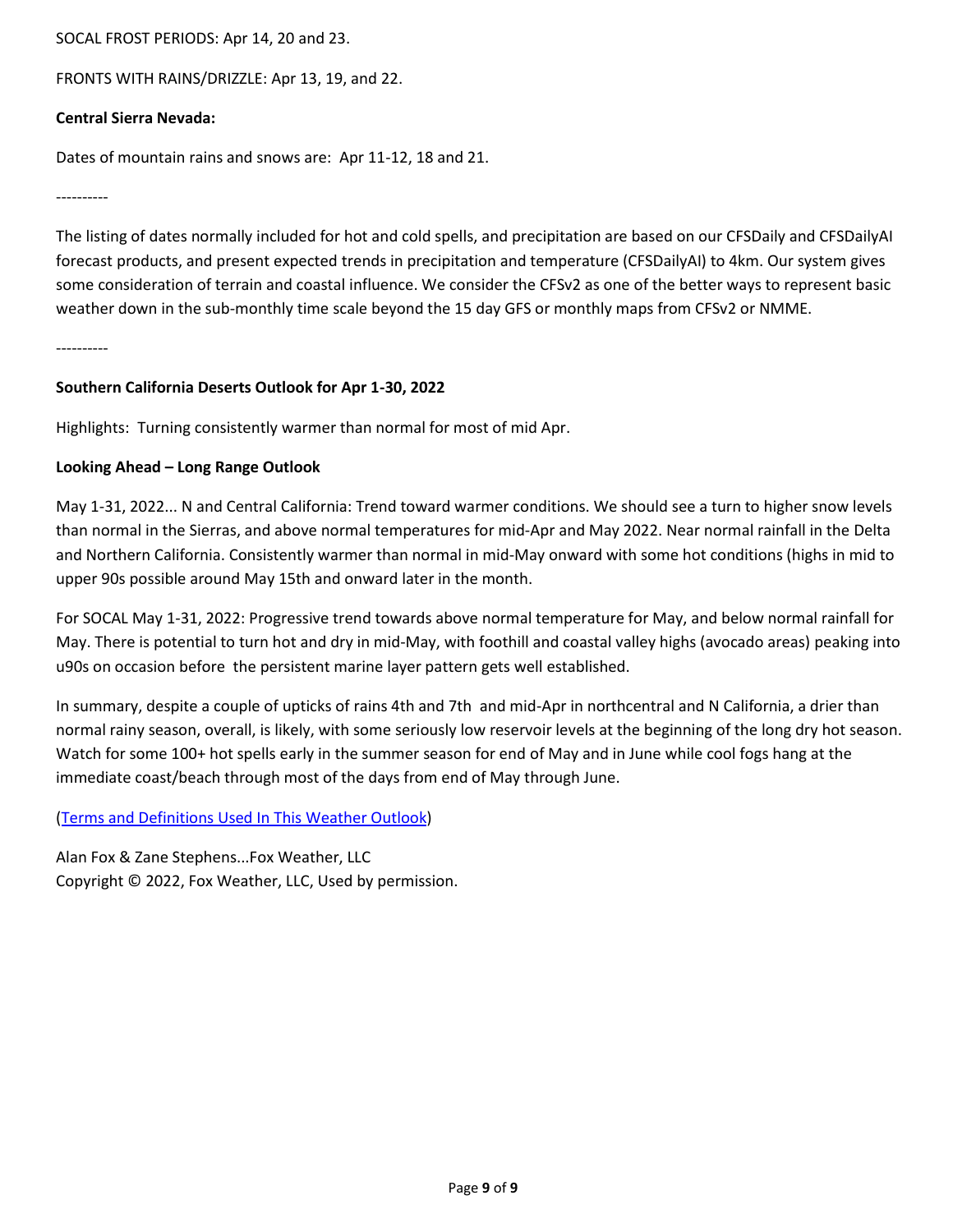SOCAL FROST PERIODS: Apr 14, 20 and 23.

FRONTS WITH RAINS/DRIZZLE: Apr 13, 19, and 22.

**Central Sierra Nevada:**

Dates of mountain rains and snows are: Apr 11-12, 18 and 21.

----------

The listing of dates normally included for hot and cold spells, and precipitation are based on our CFSDaily and CFSDailyAI forecast products, and present expected trends in precipitation and temperature (CFSDailyAI) to 4km. Our system gives some consideration of terrain and coastal influence. We consider the CFSv2 as one of the better ways to represent basic weather down in the sub-monthly time scale beyond the 15 day GFS or monthly maps from CFSv2 or NMME.

----------

**Southern California Deserts Outlook for Apr 1-30, 2022**

Highlights: Turning consistently warmer than normal for most of mid Apr.

**Looking Ahead – Long Range Outlook**

May 1-31, 2022... N and Central California: Trend toward warmer conditions. We should see a turn to higher snow levels than normal in the Sierras, and above normal temperatures for mid-Apr and May 2022. Near normal rainfall in the Delta and Northern California. Consistently warmer than normal in mid-May onward with some hot conditions (highs in mid to upper 90s possible around May 15th and onward later in the month.

For SOCAL May 1-31, 2022: Progressive trend towards above normal temperature for May, and below normal rainfall for May. There is potential to turn hot and dry in mid-May, with foothill and coastal valley highs (avocado areas) peaking into u90s on occasion before the persistent marine layer pattern gets well established.

In summary, despite a couple of upticks of rains 4th and 7th and mid-Apr in northcentral and N California, a drier than normal rainy season, overall, is likely, with some seriously low reservoir levels at the beginning of the long dry hot season. Watch for some 100+ hot spells early in the summer season for end of May and in June while cool fogs hang at the immediate coast/beach through most of the days from end of May through June.

([Terms and Definitions Used In This Weather Outlook](#))

Alan Fox & Zane Stephens...Fox Weather, LLC
Copyright © 2022, Fox Weather, LLC, Used by permission.